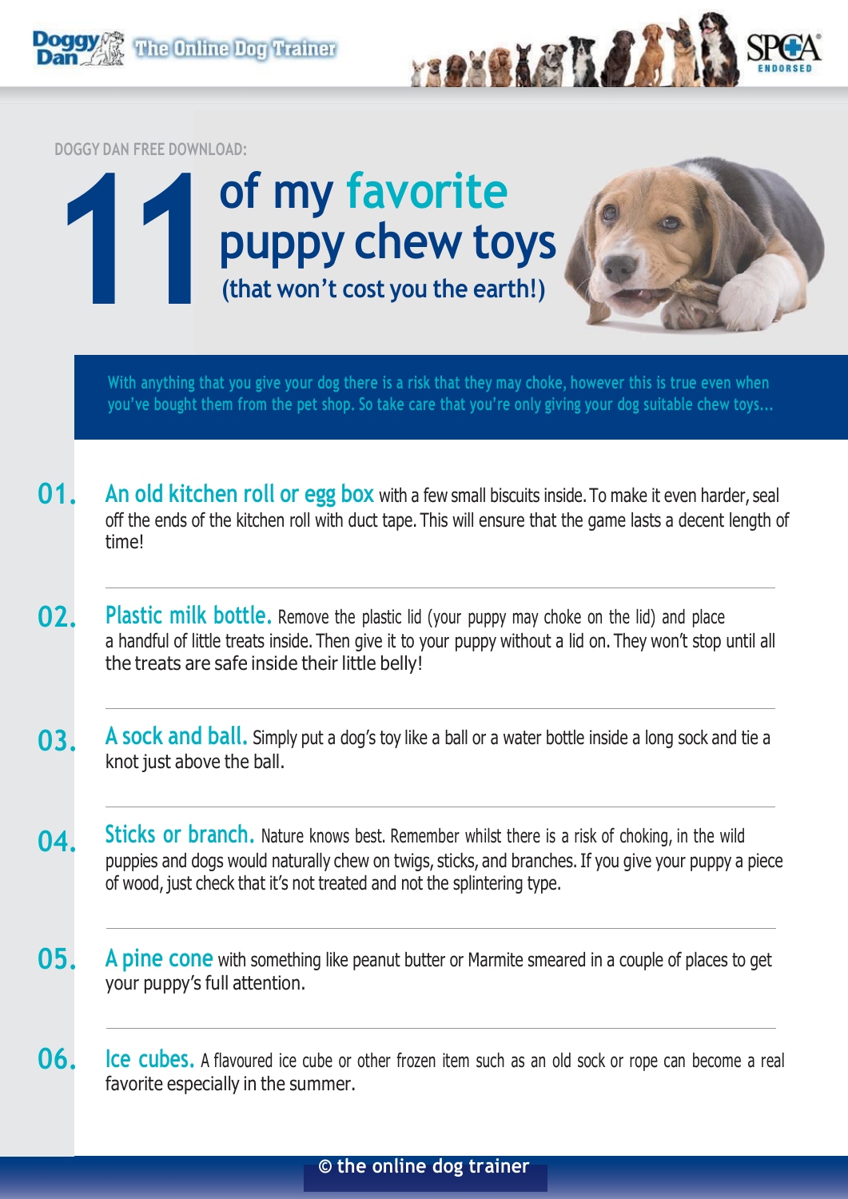Doggy Dan — The Online Dog Trainer

SPCA ENDORSED

DOGGY DAN FREE DOWNLOAD:

# 11 of my favorite puppy chew toys

## (that won't cost you the earth!)

With anything that you give your dog there is a risk that they may choke, however this is true even when you've bought them from the pet shop. So take care that you're only giving your dog suitable chew toys...

**01. An old kitchen roll or egg box** with a few small biscuits inside. To make it even harder, seal off the ends of the kitchen roll with duct tape. This will ensure that the game lasts a decent length of time!

**02. Plastic milk bottle.** Remove the plastic lid (your puppy may choke on the lid) and place a handful of little treats inside. Then give it to your puppy without a lid on. They won't stop until all the treats are safe inside their little belly!

**03. A sock and ball.** Simply put a dog's toy like a ball or a water bottle inside a long sock and tie a knot just above the ball.

**04. Sticks or branch.** Nature knows best. Remember whilst there is a risk of choking, in the wild puppies and dogs would naturally chew on twigs, sticks, and branches. If you give your puppy a piece of wood, just check that it's not treated and not the splintering type.

**05. A pine cone** with something like peanut butter or Marmite smeared in a couple of places to get your puppy's full attention.

**06. Ice cubes.** A flavoured ice cube or other frozen item such as an old sock or rope can become a real favorite especially in the summer.

© the online dog trainer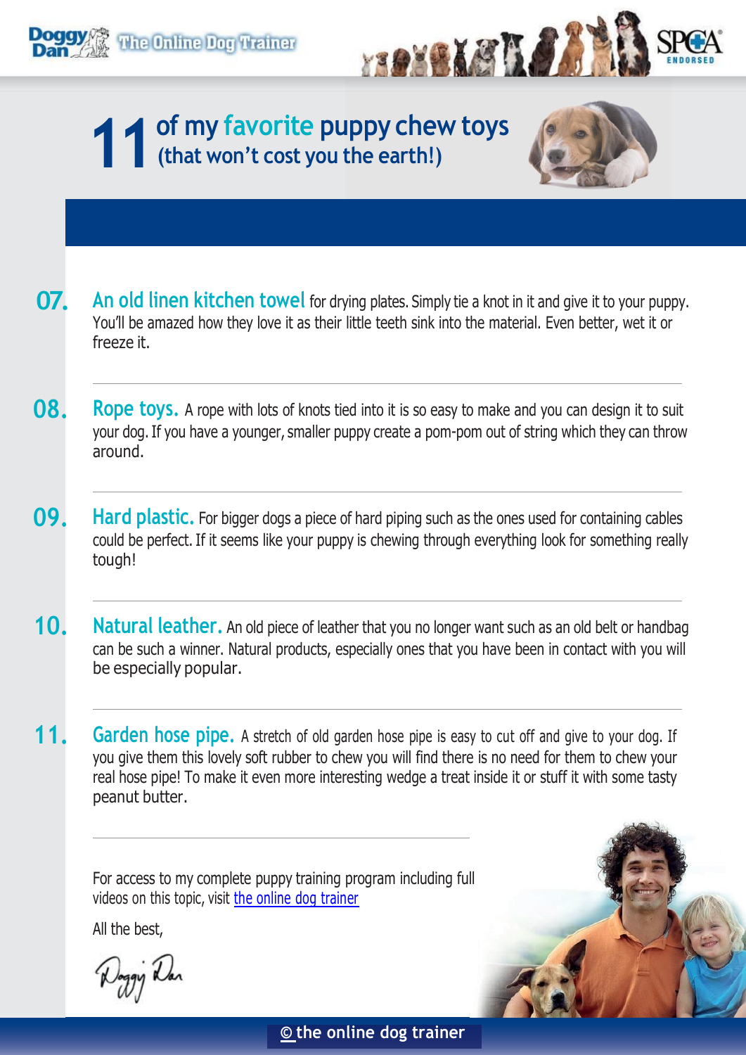# 11 of my favorite puppy chew toys (that won't cost you the earth!)

**07.** **An old linen kitchen towel** for drying plates. Simply tie a knot in it and give it to your puppy. You'll be amazed how they love it as their little teeth sink into the material. Even better, wet it or freeze it.

**08.** **Rope toys.** A rope with lots of knots tied into it is so easy to make and you can design it to suit your dog. If you have a younger, smaller puppy create a pom-pom out of string which they can throw around.

**09.** **Hard plastic.** For bigger dogs a piece of hard piping such as the ones used for containing cables could be perfect. If it seems like your puppy is chewing through everything look for something really tough!

**10.** **Natural leather.** An old piece of leather that you no longer want such as an old belt or handbag can be such a winner. Natural products, especially ones that you have been in contact with you will be especially popular.

**11.** **Garden hose pipe.** A stretch of old garden hose pipe is easy to cut off and give to your dog. If you give them this lovely soft rubber to chew you will find there is no need for them to chew your real hose pipe! To make it even more interesting wedge a treat inside it or stuff it with some tasty peanut butter.

For access to my complete puppy training program including full videos on this topic, visit [the online dog trainer]

All the best,

Doggy Dan

© the online dog trainer